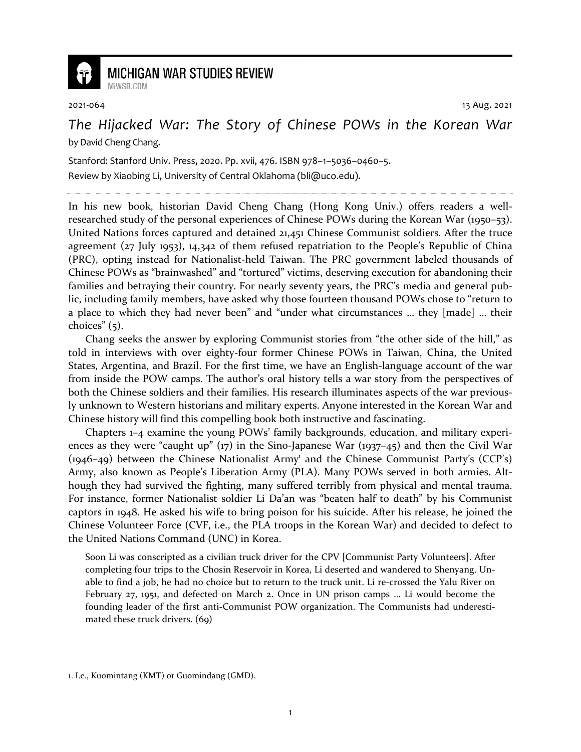# MICHIGAN WAR STUDIES REVIEW

MiWSR.COM

2021-064 13 Aug. 2021

## *The Hijacked War: The Story of Chinese POWs in the Korean War*

by David Cheng Chang.

Stanford: Stanford Univ. Press, 2020. Pp. xvii, 476. ISBN 978–1–5036–0460–5.

Review by Xiaobing Li, University of Central Oklahoma (bli@uco.edu).

---

In his new book, historian David Cheng Chang (Hong Kong Univ.) offers readers a well-researched study of the personal experiences of Chinese POWs during the Korean War (1950–53). United Nations forces captured and detained 21,451 Chinese Communist soldiers. After the truce agreement (27 July 1953), 14,342 of them refused repatriation to the People's Republic of China (PRC), opting instead for Nationalist-held Taiwan. The PRC government labeled thousands of Chinese POWs as "brainwashed" and "tortured" victims, deserving execution for abandoning their families and betraying their country. For nearly seventy years, the PRC's media and general public, including family members, have asked why those fourteen thousand POWs chose to "return to a place to which they had never been" and "under what circumstances … they [made] … their choices" (5).

Chang seeks the answer by exploring Communist stories from "the other side of the hill," as told in interviews with over eighty-four former Chinese POWs in Taiwan, China, the United States, Argentina, and Brazil. For the first time, we have an English-language account of the war from inside the POW camps. The author's oral history tells a war story from the perspectives of both the Chinese soldiers and their families. His research illuminates aspects of the war previously unknown to Western historians and military experts. Anyone interested in the Korean War and Chinese history will find this compelling book both instructive and fascinating.

Chapters 1–4 examine the young POWs' family backgrounds, education, and military experiences as they were "caught up" (17) in the Sino-Japanese War (1937–45) and then the Civil War (1946–49) between the Chinese Nationalist Army[1] and the Chinese Communist Party's (CCP's) Army, also known as People's Liberation Army (PLA). Many POWs served in both armies. Although they had survived the fighting, many suffered terribly from physical and mental trauma. For instance, former Nationalist soldier Li Da'an was "beaten half to death" by his Communist captors in 1948. He asked his wife to bring poison for his suicide. After his release, he joined the Chinese Volunteer Force (CVF, i.e., the PLA troops in the Korean War) and decided to defect to the United Nations Command (UNC) in Korea.

> Soon Li was conscripted as a civilian truck driver for the CPV [Communist Party Volunteers]. After completing four trips to the Chosin Reservoir in Korea, Li deserted and wandered to Shenyang. Unable to find a job, he had no choice but to return to the truck unit. Li re-crossed the Yalu River on February 27, 1951, and defected on March 2. Once in UN prison camps … Li would become the founding leader of the first anti-Communist POW organization. The Communists had underestimated these truck drivers. (69)

---

1. I.e., Kuomintang (KMT) or Guomindang (GMD).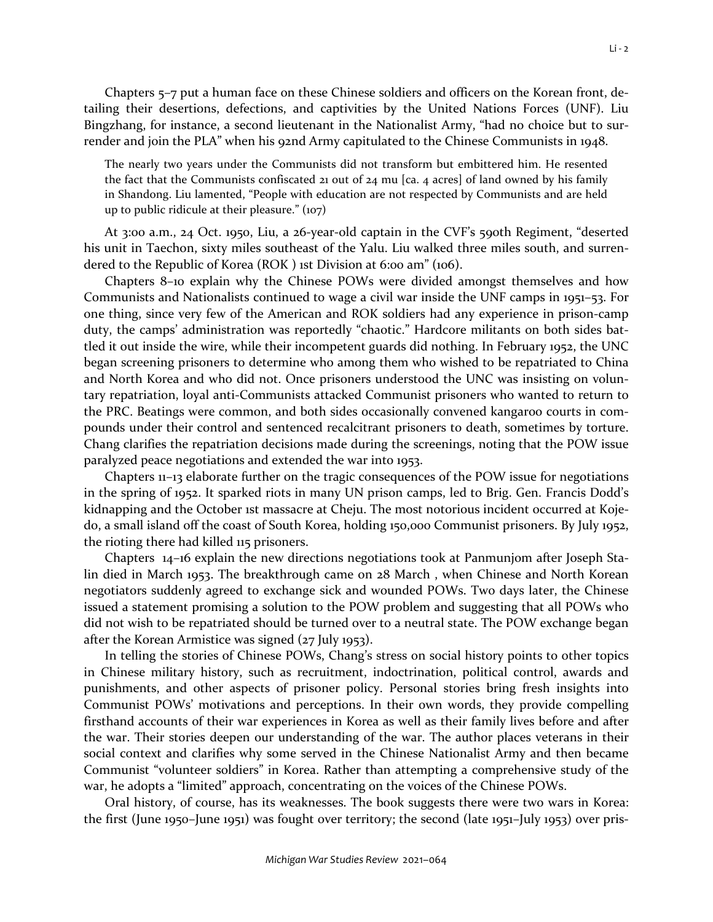Chapters 5–7 put a human face on these Chinese soldiers and officers on the Korean front, detailing their desertions, defections, and captivities by the United Nations Forces (UNF). Liu Bingzhang, for instance, a second lieutenant in the Nationalist Army, "had no choice but to surrender and join the PLA" when his 92nd Army capitulated to the Chinese Communists in 1948.

> The nearly two years under the Communists did not transform but embittered him. He resented the fact that the Communists confiscated 21 out of 24 mu [ca. 4 acres] of land owned by his family in Shandong. Liu lamented, "People with education are not respected by Communists and are held up to public ridicule at their pleasure." (107)

At 3:00 a.m., 24 Oct. 1950, Liu, a 26-year-old captain in the CVF's 590th Regiment, "deserted his unit in Taechon, sixty miles southeast of the Yalu. Liu walked three miles south, and surrendered to the Republic of Korea (ROK ) 1st Division at 6:00 am" (106).

Chapters 8–10 explain why the Chinese POWs were divided amongst themselves and how Communists and Nationalists continued to wage a civil war inside the UNF camps in 1951–53. For one thing, since very few of the American and ROK soldiers had any experience in prison-camp duty, the camps' administration was reportedly "chaotic." Hardcore militants on both sides battled it out inside the wire, while their incompetent guards did nothing. In February 1952, the UNC began screening prisoners to determine who among them who wished to be repatriated to China and North Korea and who did not. Once prisoners understood the UNC was insisting on voluntary repatriation, loyal anti-Communists attacked Communist prisoners who wanted to return to the PRC. Beatings were common, and both sides occasionally convened kangaroo courts in compounds under their control and sentenced recalcitrant prisoners to death, sometimes by torture. Chang clarifies the repatriation decisions made during the screenings, noting that the POW issue paralyzed peace negotiations and extended the war into 1953.

Chapters 11–13 elaborate further on the tragic consequences of the POW issue for negotiations in the spring of 1952. It sparked riots in many UN prison camps, led to Brig. Gen. Francis Dodd's kidnapping and the October 1st massacre at Cheju. The most notorious incident occurred at Koje-do, a small island off the coast of South Korea, holding 150,000 Communist prisoners. By July 1952, the rioting there had killed 115 prisoners.

Chapters 14–16 explain the new directions negotiations took at Panmunjom after Joseph Stalin died in March 1953. The breakthrough came on 28 March , when Chinese and North Korean negotiators suddenly agreed to exchange sick and wounded POWs. Two days later, the Chinese issued a statement promising a solution to the POW problem and suggesting that all POWs who did not wish to be repatriated should be turned over to a neutral state. The POW exchange began after the Korean Armistice was signed (27 July 1953).

In telling the stories of Chinese POWs, Chang's stress on social history points to other topics in Chinese military history, such as recruitment, indoctrination, political control, awards and punishments, and other aspects of prisoner policy. Personal stories bring fresh insights into Communist POWs' motivations and perceptions. In their own words, they provide compelling firsthand accounts of their war experiences in Korea as well as their family lives before and after the war. Their stories deepen our understanding of the war. The author places veterans in their social context and clarifies why some served in the Chinese Nationalist Army and then became Communist "volunteer soldiers" in Korea. Rather than attempting a comprehensive study of the war, he adopts a "limited" approach, concentrating on the voices of the Chinese POWs.

Oral history, of course, has its weaknesses. The book suggests there were two wars in Korea: the first (June 1950–June 1951) was fought over territory; the second (late 1951–July 1953) over pris-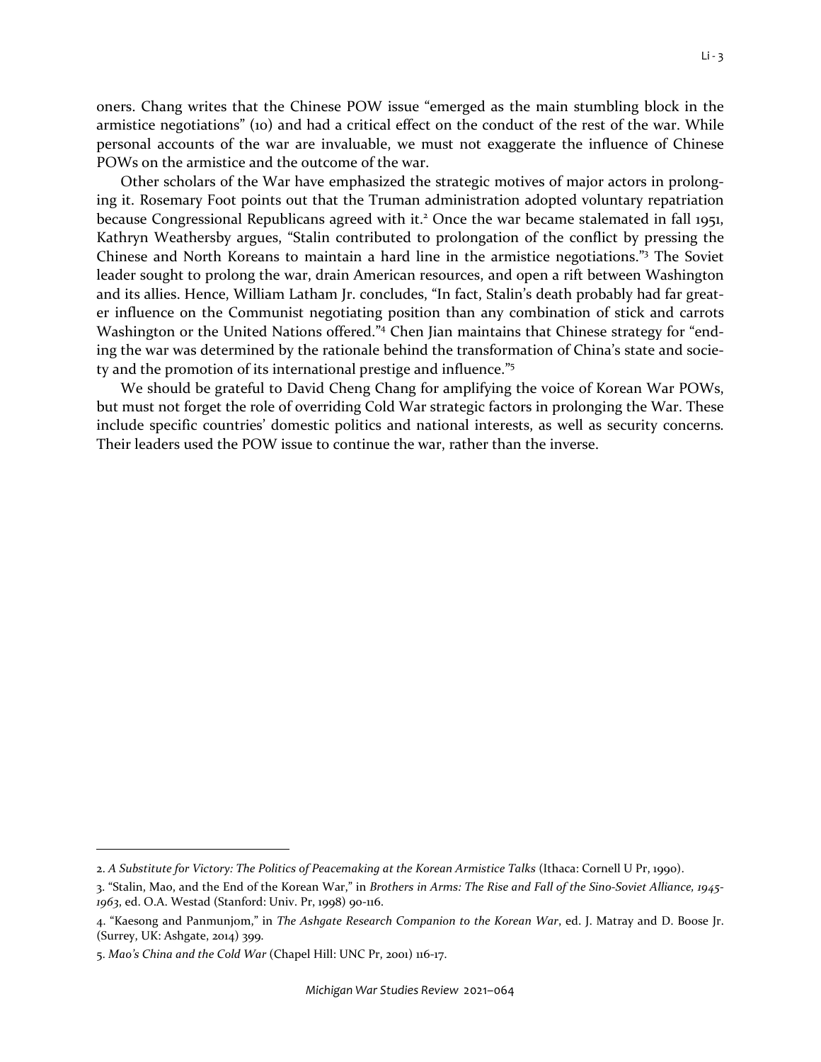oners. Chang writes that the Chinese POW issue "emerged as the main stumbling block in the armistice negotiations" (10) and had a critical effect on the conduct of the rest of the war. While personal accounts of the war are invaluable, we must not exaggerate the influence of Chinese POWs on the armistice and the outcome of the war.

Other scholars of the War have emphasized the strategic motives of major actors in prolonging it. Rosemary Foot points out that the Truman administration adopted voluntary repatriation because Congressional Republicans agreed with it.[2] Once the war became stalemated in fall 1951, Kathryn Weathersby argues, "Stalin contributed to prolongation of the conflict by pressing the Chinese and North Koreans to maintain a hard line in the armistice negotiations."[3] The Soviet leader sought to prolong the war, drain American resources, and open a rift between Washington and its allies. Hence, William Latham Jr. concludes, "In fact, Stalin's death probably had far greater influence on the Communist negotiating position than any combination of stick and carrots Washington or the United Nations offered."[4] Chen Jian maintains that Chinese strategy for "ending the war was determined by the rationale behind the transformation of China's state and society and the promotion of its international prestige and influence."[5]

We should be grateful to David Cheng Chang for amplifying the voice of Korean War POWs, but must not forget the role of overriding Cold War strategic factors in prolonging the War. These include specific countries' domestic politics and national interests, as well as security concerns. Their leaders used the POW issue to continue the war, rather than the inverse.

---

2. *A Substitute for Victory: The Politics of Peacemaking at the Korean Armistice Talks* (Ithaca: Cornell U Pr, 1990).

3. "Stalin, Mao, and the End of the Korean War," in *Brothers in Arms: The Rise and Fall of the Sino-Soviet Alliance, 1945-1963*, ed. O.A. Westad (Stanford: Univ. Pr, 1998) 90-116.

4. "Kaesong and Panmunjom," in *The Ashgate Research Companion to the Korean War*, ed. J. Matray and D. Boose Jr. (Surrey, UK: Ashgate, 2014) 399.

5. *Mao's China and the Cold War* (Chapel Hill: UNC Pr, 2001) 116-17.